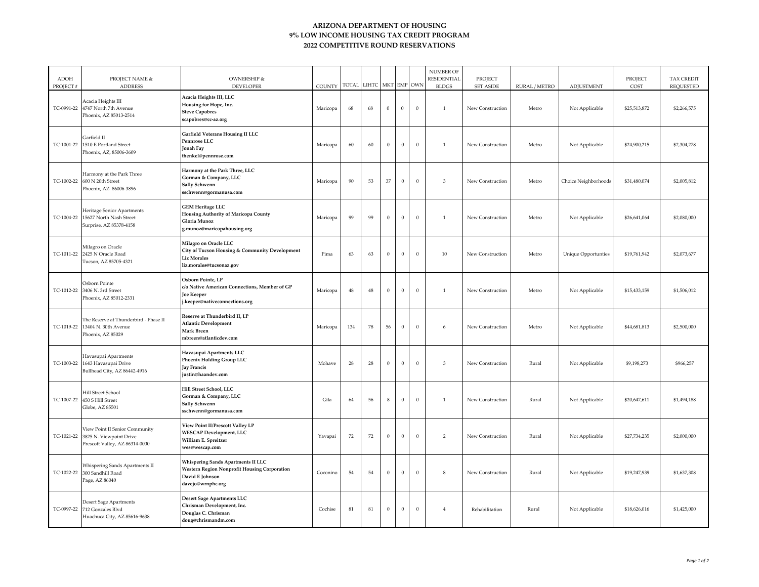**ARIZONA DEPARTMENT OF HOUSING**
**9% LOW INCOME HOUSING TAX CREDIT PROGRAM**
**2022 COMPETITIVE ROUND RESERVATIONS**

| ADOH PROJECT # | PROJECT NAME & ADDRESS | OWNERSHIP & DEVELOPER | COUNTY | TOTAL | LIHTC | MKT | EMP | OWN | NUMBER OF RESIDENTIAL BLDGS | PROJECT SET ASIDE | RURAL / METRO | ADJUSTMENT | PROJECT COST | TAX CREDIT REQUESTED |
|---|---|---|---|---|---|---|---|---|---|---|---|---|---|---|
| TC-0991-22 | Acacia Heights III<br>4747 North 7th Avenue<br>Phoenix, AZ 85013-2514 | **Acacia Heights III, LLC**<br>**Housing for Hope, Inc.**<br>**Steve Capobres**<br>**scapobres@cc-az.org** | Maricopa | 68 | 68 | 0 | 0 | 0 | 1 | New Construction | Metro | Not Applicable | $25,513,872 | $2,266,575 |
| TC-1001-22 | Garfield II<br>1510 E Portland Street<br>Phoenix, AZ, 85006-3609 | **Garfield Veterans Housing II LLC**<br>**Pennrose LLC**<br>**Jonah Fay**<br>**thenkel@pennrose.com** | Maricopa | 60 | 60 | 0 | 0 | 0 | 1 | New Construction | Metro | Not Applicable | $24,900,215 | $2,304,278 |
| TC-1002-22 | Harmony at the Park Three<br>600 N 20th Street<br>Phoenix, AZ 86006-3896 | **Harmony at the Park Three, LLC**<br>**Gorman & Company, LLC**<br>**Sally Schwenn**<br>**sschwenn@gormanusa.com** | Maricopa | 90 | 53 | 37 | 0 | 0 | 3 | New Construction | Metro | Choice Neighborhoods | $31,480,074 | $2,005,812 |
| TC-1004-22 | Heritage Senior Apartments<br>15627 North Nash Street<br>Surprise, AZ 85378-4158 | **GEM Heritage LLC**<br>**Housing Authority of Maricopa County**<br>**Gloria Munoz**<br>**g.munoz@maricopahousing.org** | Maricopa | 99 | 99 | 0 | 0 | 0 | 1 | New Construction | Metro | Not Applicable | $26,641,064 | $2,080,000 |
| TC-1011-22 | Milagro on Oracle<br>2425 N Oracle Road<br>Tucson, AZ 85705-4321 | **Milagro on Oracle LLC**<br>**City of Tucson Housing & Community Development**<br>**Liz Morales**<br>**liz.morales@tucsonaz.gov** | Pima | 63 | 63 | 0 | 0 | 0 | 10 | New Construction | Metro | Unique Opportunties | $19,761,942 | $2,073,677 |
| TC-1012-22 | Osborn Pointe<br>3406 N. 3rd Street<br>Phoenix, AZ 85012-2331 | **Osborn Pointe, LP**<br>**c/o Native American Connections, Member of GP**<br>**Joe Keeper**<br>**j.keeper@nativeconnections.org** | Maricopa | 48 | 48 | 0 | 0 | 0 | 1 | New Construction | Metro | Not Applicable | $15,433,159 | $1,506,012 |
| TC-1019-22 | The Reserve at Thunderbird - Phase II<br>13404 N. 30th Avenue<br>Phoenix, AZ 85029 | **Reserve at Thunderbird II, LP**<br>**Atlantic Development**<br>**Mark Breen**<br>**mbreen@atlanticdev.com** | Maricopa | 134 | 78 | 56 | 0 | 0 | 6 | New Construction | Metro | Not Applicable | $44,681,813 | $2,500,000 |
| TC-1003-22 | Havasupai Apartments<br>1643 Havasupai Drive<br>Bullhead City, AZ 86442-4916 | **Havasupai Apartments LLC**<br>**Phoenix Holding Group LLC**<br>**Jay Francis**<br>**justin@haandev.com** | Mohave | 28 | 28 | 0 | 0 | 0 | 3 | New Construction | Rural | Not Applicable | $9,198,273 | $966,257 |
| TC-1007-22 | Hill Street School<br>450 S Hill Street<br>Globe, AZ 85501 | **Hill Street School, LLC**<br>**Gorman & Company, LLC**<br>**Sally Schwenn**<br>**sschwenn@gormanusa.com** | Gila | 64 | 56 | 8 | 0 | 0 | 1 | New Construction | Rural | Not Applicable | $20,647,611 | $1,494,188 |
| TC-1021-22 | View Point II Senior Community<br>3825 N. Viewpoint Drive<br>Prescott Valley, AZ 86314-0000 | **View Point II/Prescott Valley LP**<br>**WESCAP Development, LLC**<br>**William E. Spreitzer**<br>**wes@wescap.com** | Yavapai | 72 | 72 | 0 | 0 | 0 | 2 | New Construction | Rural | Not Applicable | $27,734,235 | $2,000,000 |
| TC-1022-22 | Whispering Sands Apartments II<br>300 Sandhill Road<br>Page, AZ 86040 | **Whispering Sands Apartments II LLC**<br>**Western Region Nonprofit Housing Corporation**<br>**David E Johnson**<br>**davejo@wrnphc.org** | Coconino | 54 | 54 | 0 | 0 | 0 | 8 | New Construction | Rural | Not Applicable | $19,247,939 | $1,637,308 |
| TC-0997-22 | Desert Sage Apartments<br>712 Gonzales Blvd<br>Huachuca City, AZ 85616-9638 | **Desert Sage Apartments LLC**<br>**Chrisman Development, Inc.**<br>**Douglas C. Chrisman**<br>**doug@chrismandm.com** | Cochise | 81 | 81 | 0 | 0 | 0 | 4 | Rehabilitation | Rural | Not Applicable | $18,626,016 | $1,425,000 |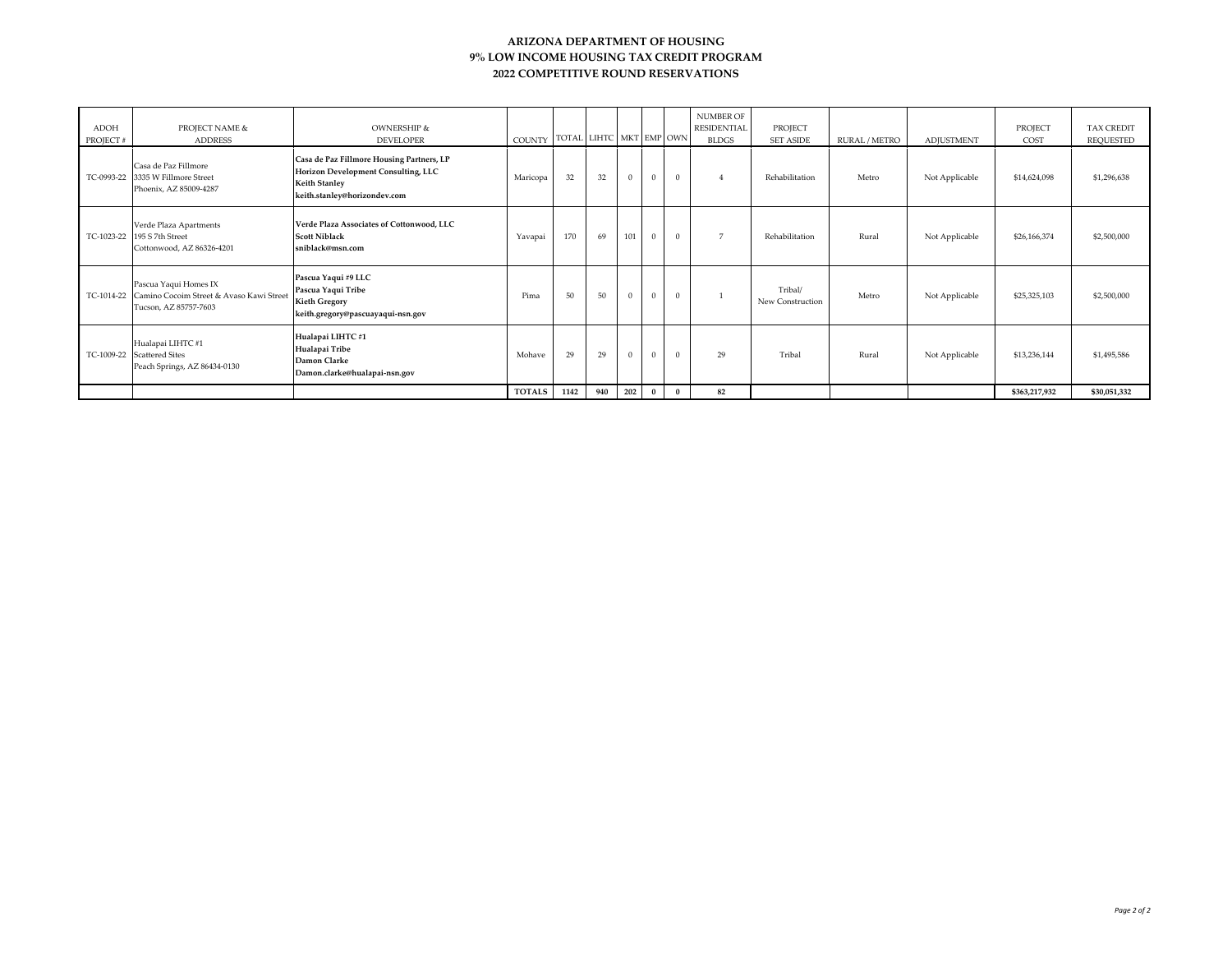**ARIZONA DEPARTMENT OF HOUSING**
**9% LOW INCOME HOUSING TAX CREDIT PROGRAM**
**2022 COMPETITIVE ROUND RESERVATIONS**

| ADOH PROJECT # | PROJECT NAME & ADDRESS | OWNERSHIP & DEVELOPER | COUNTY | TOTAL | LIHTC | MKT | EMP | OWN | NUMBER OF RESIDENTIAL BLDGS | PROJECT SET ASIDE | RURAL / METRO | ADJUSTMENT | PROJECT COST | TAX CREDIT REQUESTED |
|---|---|---|---|---|---|---|---|---|---|---|---|---|---|---|
| TC-0993-22 | Casa de Paz Fillmore<br>3335 W Fillmore Street<br>Phoenix, AZ 85009-4287 | **Casa de Paz Fillmore Housing Partners, LP**<br>**Horizon Development Consulting, LLC**<br>**Keith Stanley**<br>**keith.stanley@horizondev.com** | Maricopa | 32 | 32 | 0 | 0 | 0 | 4 | Rehabilitation | Metro | Not Applicable | $14,624,098 | $1,296,638 |
| TC-1023-22 | Verde Plaza Apartments<br>195 S 7th Street<br>Cottonwood, AZ 86326-4201 | **Verde Plaza Associates of Cottonwood, LLC**<br>**Scott Niblack**<br>**sniblack@msn.com** | Yavapai | 170 | 69 | 101 | 0 | 0 | 7 | Rehabilitation | Rural | Not Applicable | $26,166,374 | $2,500,000 |
| TC-1014-22 | Pascua Yaqui Homes IX<br>Camino Cocoim Street & Avaso Kawi Street<br>Tucson, AZ 85757-7603 | **Pascua Yaqui #9 LLC**<br>**Pascua Yaqui Tribe**<br>**Kieth Gregory**<br>**keith.gregory@pascuayaqui-nsn.gov** | Pima | 50 | 50 | 0 | 0 | 0 | 1 | Tribal/<br>New Construction | Metro | Not Applicable | $25,325,103 | $2,500,000 |
| TC-1009-22 | Hualapai LIHTC #1<br>Scattered Sites<br>Peach Springs, AZ 86434-0130 | **Hualapai LIHTC #1**<br>**Hualapai Tribe**<br>**Damon Clarke**<br>**Damon.clarke@hualapai-nsn.gov** | Mohave | 29 | 29 | 0 | 0 | 0 | 29 | Tribal | Rural | Not Applicable | $13,236,144 | $1,495,586 |
| | | | **TOTALS** | **1142** | **940** | **202** | **0** | **0** | **82** | | | | **$363,217,932** | **$30,051,332** |